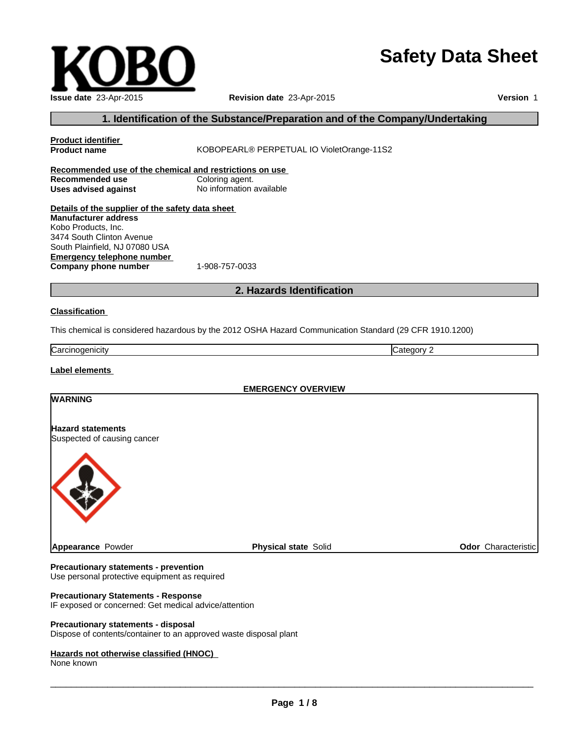# Safety Data Sheet

**Issue date** 23-Apr-2015 **Revision date** 23-Apr-2015 **Version** 1

## 1. Identification of the Substance/Preparation and of the Company/Undertaking

**Product identifier**

**Product name** KOBOPEARL® PERPETUAL IO VioletOrange-11S2

**Recommended use of the chemical and restrictions on use**

**Recommended use** Coloring agent.

**Uses advised against** No information available

**Details of the supplier of the safety data sheet**

**Manufacturer address**
Kobo Products, Inc.
3474 South Clinton Avenue
South Plainfield, NJ 07080 USA

**Emergency telephone number**

**Company phone number** 1-908-757-0033

## 2. Hazards Identification

**Classification**

This chemical is considered hazardous by the 2012 OSHA Hazard Communication Standard (29 CFR 1910.1200)

| Carcinogenicity | Category 2 |
|---|---|

**Label elements**

**EMERGENCY OVERVIEW**

**WARNING**

**Hazard statements**
Suspected of causing cancer

**Appearance** Powder **Physical state** Solid **Odor** Characteristic

**Precautionary statements - prevention**
Use personal protective equipment as required

**Precautionary Statements - Response**
IF exposed or concerned: Get medical advice/attention

**Precautionary statements - disposal**
Dispose of contents/container to an approved waste disposal plant

**Hazards not otherwise classified (HNOC)**
None known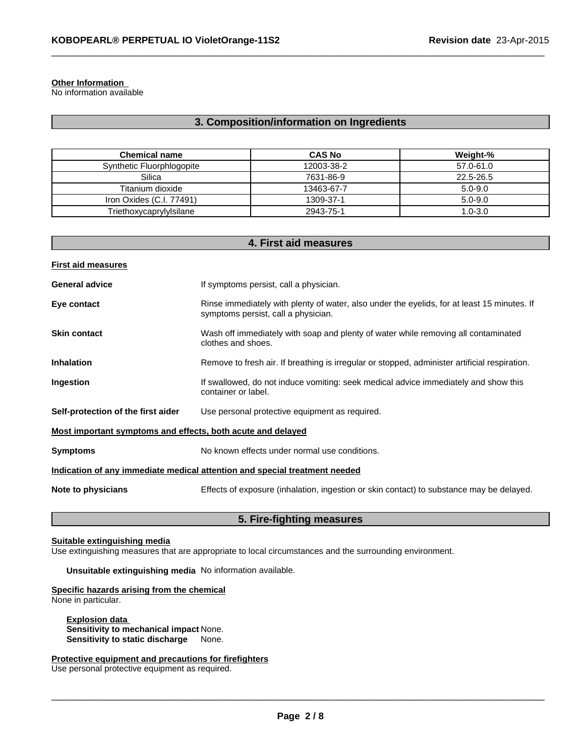**Other Information**
No information available

## 3. Composition/information on Ingredients

| Chemical name | CAS No | Weight-% |
| --- | --- | --- |
| Synthetic Fluorphlogopite | 12003-38-2 | 57.0-61.0 |
| Silica | 7631-86-9 | 22.5-26.5 |
| Titanium dioxide | 13463-67-7 | 5.0-9.0 |
| Iron Oxides (C.I. 77491) | 1309-37-1 | 5.0-9.0 |
| Triethoxycaprylylsilane | 2943-75-1 | 1.0-3.0 |

## 4. First aid measures

**First aid measures**

**General advice** If symptoms persist, call a physician.

**Eye contact** Rinse immediately with plenty of water, also under the eyelids, for at least 15 minutes. If symptoms persist, call a physician.

**Skin contact** Wash off immediately with soap and plenty of water while removing all contaminated clothes and shoes.

**Inhalation** Remove to fresh air. If breathing is irregular or stopped, administer artificial respiration.

**Ingestion** If swallowed, do not induce vomiting: seek medical advice immediately and show this container or label.

**Self-protection of the first aider** Use personal protective equipment as required.

**Most important symptoms and effects, both acute and delayed**

**Symptoms** No known effects under normal use conditions.

**Indication of any immediate medical attention and special treatment needed**

**Note to physicians** Effects of exposure (inhalation, ingestion or skin contact) to substance may be delayed.

## 5. Fire-fighting measures

**Suitable extinguishing media**
Use extinguishing measures that are appropriate to local circumstances and the surrounding environment.

**Unsuitable extinguishing media** No information available.

**Specific hazards arising from the chemical**
None in particular.

**Explosion data**
**Sensitivity to mechanical impact** None.
**Sensitivity to static discharge** None.

**Protective equipment and precautions for firefighters**
Use personal protective equipment as required.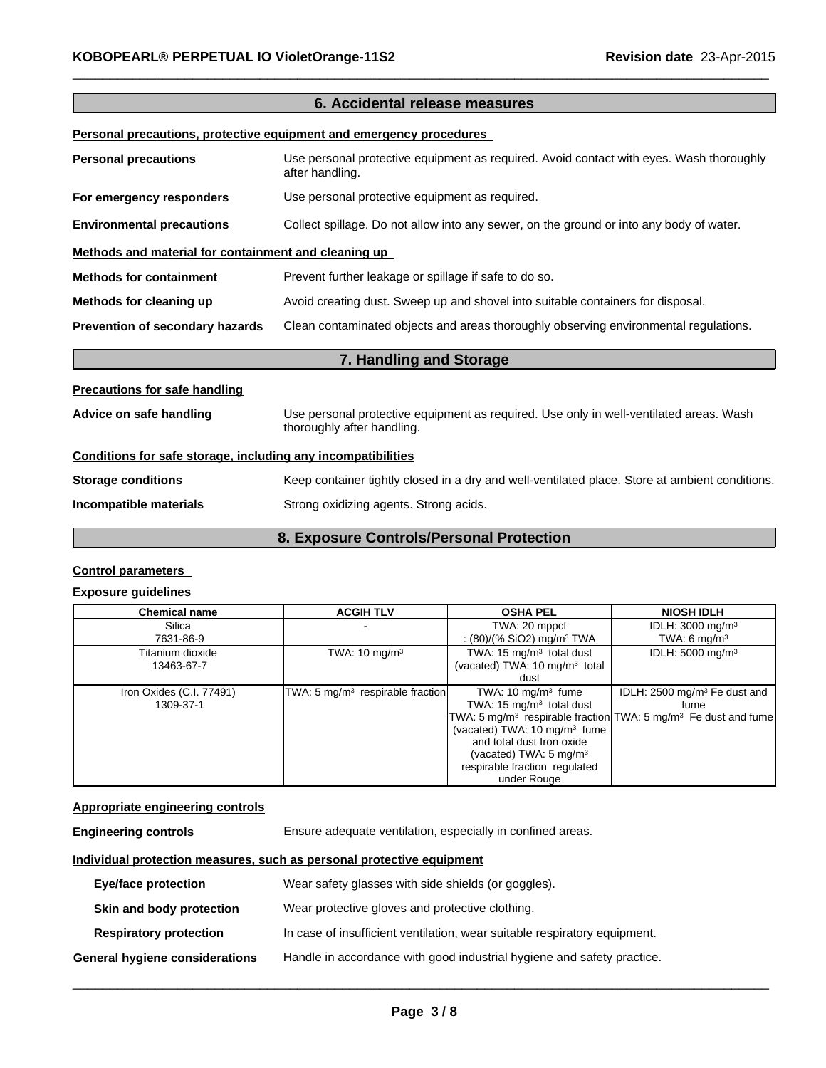## 6. Accidental release measures

**Personal precautions, protective equipment and emergency procedures**

**Personal precautions** Use personal protective equipment as required. Avoid contact with eyes. Wash thoroughly after handling.

**For emergency responders** Use personal protective equipment as required.

**Environmental precautions** Collect spillage. Do not allow into any sewer, on the ground or into any body of water.

**Methods and material for containment and cleaning up**

**Methods for containment** Prevent further leakage or spillage if safe to do so.

**Methods for cleaning up** Avoid creating dust. Sweep up and shovel into suitable containers for disposal.

**Prevention of secondary hazards** Clean contaminated objects and areas thoroughly observing environmental regulations.

## 7. Handling and Storage

**Precautions for safe handling**

**Advice on safe handling** Use personal protective equipment as required. Use only in well-ventilated areas. Wash thoroughly after handling.

**Conditions for safe storage, including any incompatibilities**

**Storage conditions** Keep container tightly closed in a dry and well-ventilated place. Store at ambient conditions.

**Incompatible materials** Strong oxidizing agents. Strong acids.

## 8. Exposure Controls/Personal Protection

**Control parameters**

**Exposure guidelines**

| Chemical name | ACGIH TLV | OSHA PEL | NIOSH IDLH |
|---|---|---|---|
| Silica 7631-86-9 | - | TWA: 20 mppcf : (80)/(% $SiO_2$) mg/m³ TWA | IDLH: 3000 mg/m³ TWA: 6 mg/m³ |
| Titanium dioxide 13463-67-7 | TWA: 10 mg/m³ | TWA: 15 mg/m³ total dust (vacated) TWA: 10 mg/m³ total dust | IDLH: 5000 mg/m³ |
| Iron Oxides (C.I. 77491) 1309-37-1 | TWA: 5 mg/m³ respirable fraction | TWA: 10 mg/m³ fume TWA: 15 mg/m³ total dust TWA: 5 mg/m³ respirable fraction (vacated) TWA: 10 mg/m³ fume and total dust Iron oxide (vacated) TWA: 5 mg/m³ respirable fraction regulated under Rouge | IDLH: 2500 mg/m³ Fe dust and fume TWA: 5 mg/m³ Fe dust and fume |

**Appropriate engineering controls**

**Engineering controls** Ensure adequate ventilation, especially in confined areas.

**Individual protection measures, such as personal protective equipment**

**Eye/face protection** Wear safety glasses with side shields (or goggles).

**Skin and body protection** Wear protective gloves and protective clothing.

**Respiratory protection** In case of insufficient ventilation, wear suitable respiratory equipment.

**General hygiene considerations** Handle in accordance with good industrial hygiene and safety practice.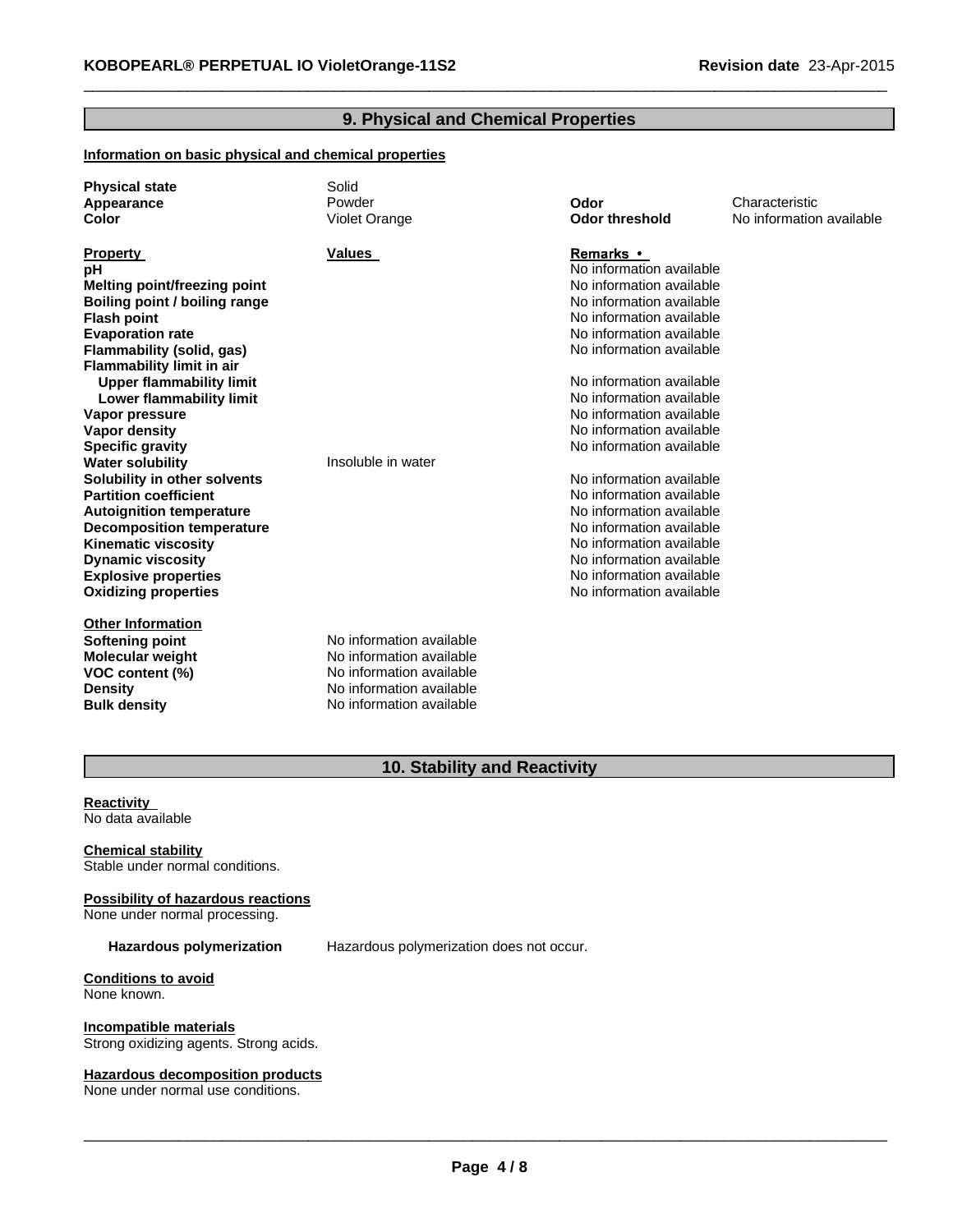## 9. Physical and Chemical Properties

**Information on basic physical and chemical properties**

| | | | |
|---|---|---|---|
| **Physical state** | Solid | | |
| **Appearance** | Powder | **Odor** | Characteristic |
| **Color** | Violet Orange | **Odor threshold** | No information available |

| **Property** | **Values** | **Remarks •** |
|---|---|---|
| **pH** | | No information available |
| **Melting point/freezing point** | | No information available |
| **Boiling point / boiling range** | | No information available |
| **Flash point** | | No information available |
| **Evaporation rate** | | No information available |
| **Flammability (solid, gas)** | | No information available |
| **Flammability limit in air** | | |
| **Upper flammability limit** | | No information available |
| **Lower flammability limit** | | No information available |
| **Vapor pressure** | | No information available |
| **Vapor density** | | No information available |
| **Specific gravity** | | No information available |
| **Water solubility** | Insoluble in water | |
| **Solubility in other solvents** | | No information available |
| **Partition coefficient** | | No information available |
| **Autoignition temperature** | | No information available |
| **Decomposition temperature** | | No information available |
| **Kinematic viscosity** | | No information available |
| **Dynamic viscosity** | | No information available |
| **Explosive properties** | | No information available |
| **Oxidizing properties** | | No information available |

**Other Information**

| | |
|---|---|
| **Softening point** | No information available |
| **Molecular weight** | No information available |
| **VOC content (%)** | No information available |
| **Density** | No information available |
| **Bulk density** | No information available |

## 10. Stability and Reactivity

**Reactivity**
No data available

**Chemical stability**
Stable under normal conditions.

**Possibility of hazardous reactions**
None under normal processing.

**Hazardous polymerization** Hazardous polymerization does not occur.

**Conditions to avoid**
None known.

**Incompatible materials**
Strong oxidizing agents. Strong acids.

**Hazardous decomposition products**
None under normal use conditions.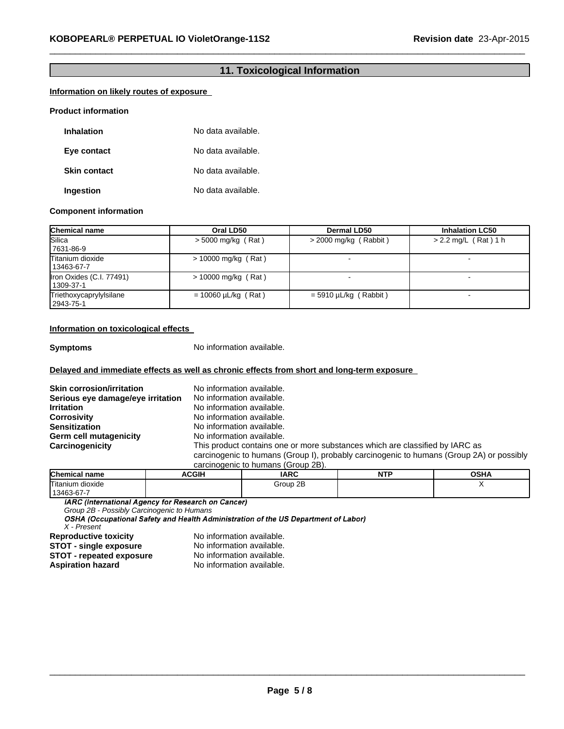## 11. Toxicological Information

### Information on likely routes of exposure

**Product information**

**Inhalation** No data available.

**Eye contact** No data available.

**Skin contact** No data available.

**Ingestion** No data available.

**Component information**

| Chemical name | Oral LD50 | Dermal LD50 | Inhalation LC50 |
|---|---|---|---|
| Silica<br>7631-86-9 | > 5000 mg/kg ( Rat ) | > 2000 mg/kg ( Rabbit ) | > 2.2 mg/L ( Rat ) 1 h |
| Titanium dioxide<br>13463-67-7 | > 10000 mg/kg ( Rat ) | - | - |
| Iron Oxides (C.I. 77491)<br>1309-37-1 | > 10000 mg/kg ( Rat ) | - | - |
| Triethoxycaprylylsilane<br>2943-75-1 | = 10060 µL/kg ( Rat ) | = 5910 µL/kg ( Rabbit ) | - |

### Information on toxicological effects

**Symptoms** No information available.

### Delayed and immediate effects as well as chronic effects from short and long-term exposure

**Skin corrosion/irritation** No information available.
**Serious eye damage/eye irritation** No information available.
**Irritation** No information available.
**Corrosivity** No information available.
**Sensitization** No information available.
**Germ cell mutagenicity** No information available.
**Carcinogenicity** This product contains one or more substances which are classified by IARC as carcinogenic to humans (Group I), probably carcinogenic to humans (Group 2A) or possibly carcinogenic to humans (Group 2B).

| Chemical name | ACGIH | IARC | NTP | OSHA |
|---|---|---|---|---|
| Titanium dioxide<br>13463-67-7 | | Group 2B | | X |

***IARC (International Agency for Research on Cancer)***
*Group 2B - Possibly Carcinogenic to Humans*
***OSHA (Occupational Safety and Health Administration of the US Department of Labor)***
*X - Present*

**Reproductive toxicity** No information available.
**STOT - single exposure** No information available.
**STOT - repeated exposure** No information available.
**Aspiration hazard** No information available.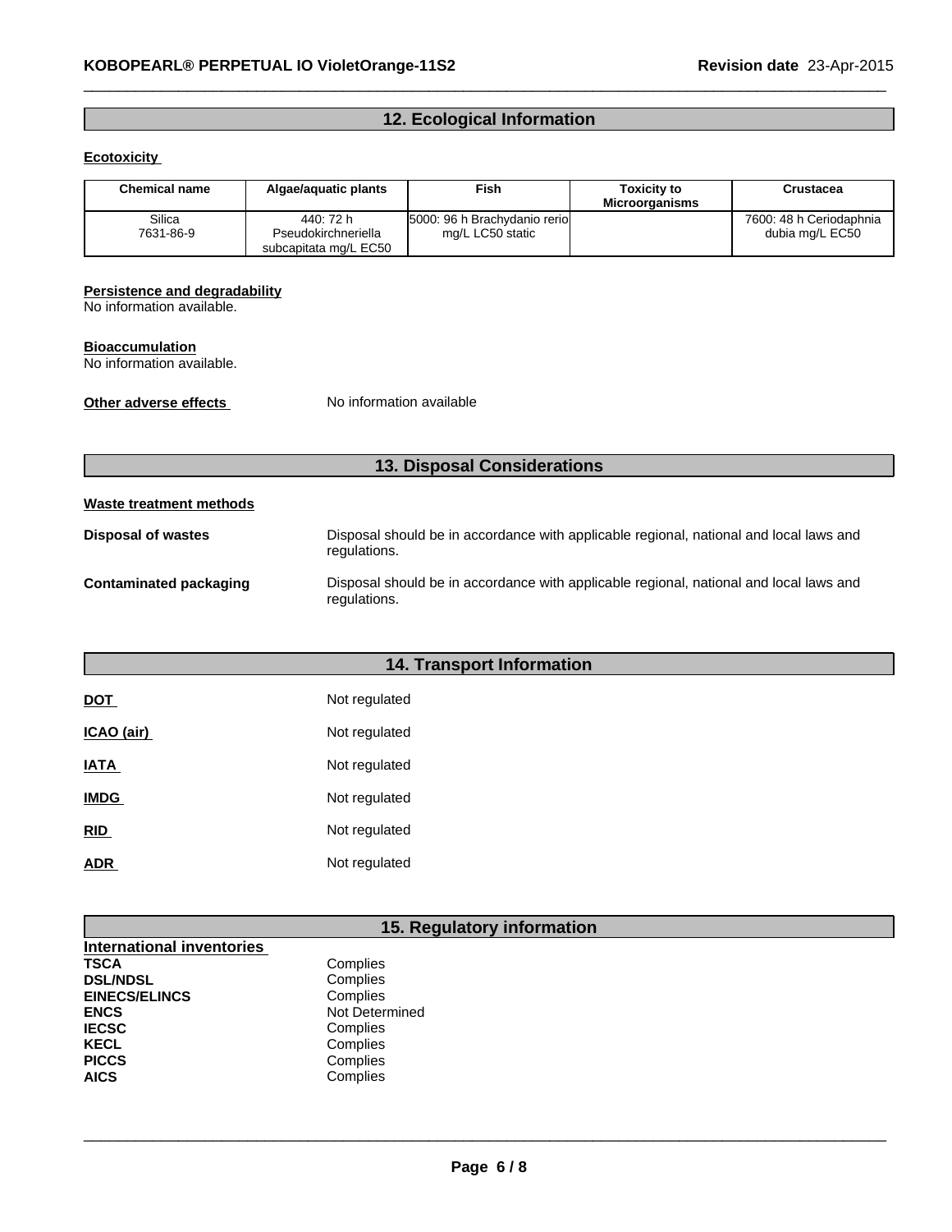## 12. Ecological Information

**Ecotoxicity**

| Chemical name | Algae/aquatic plants | Fish | Toxicity to Microorganisms | Crustacea |
|---|---|---|---|---|
| Silica<br>7631-86-9 | 440: 72 h<br>Pseudokirchneriella<br>subcapitata mg/L EC50 | 5000: 96 h Brachydanio rerio<br>mg/L LC50 static | | 7600: 48 h Ceriodaphnia<br>dubia mg/L EC50 |

**Persistence and degradability**

No information available.

**Bioaccumulation**

No information available.

**Other adverse effects** No information available

## 13. Disposal Considerations

**Waste treatment methods**

**Disposal of wastes** Disposal should be in accordance with applicable regional, national and local laws and regulations.

**Contaminated packaging** Disposal should be in accordance with applicable regional, national and local laws and regulations.

## 14. Transport Information

**DOT** Not regulated

**ICAO (air)** Not regulated

**IATA** Not regulated

**IMDG** Not regulated

**RID** Not regulated

**ADR** Not regulated

## 15. Regulatory information

**International inventories**

**TSCA** Complies
**DSL/NDSL** Complies
**EINECS/ELINCS** Complies
**ENCS** Not Determined
**IECSC** Complies
**KECL** Complies
**PICCS** Complies
**AICS** Complies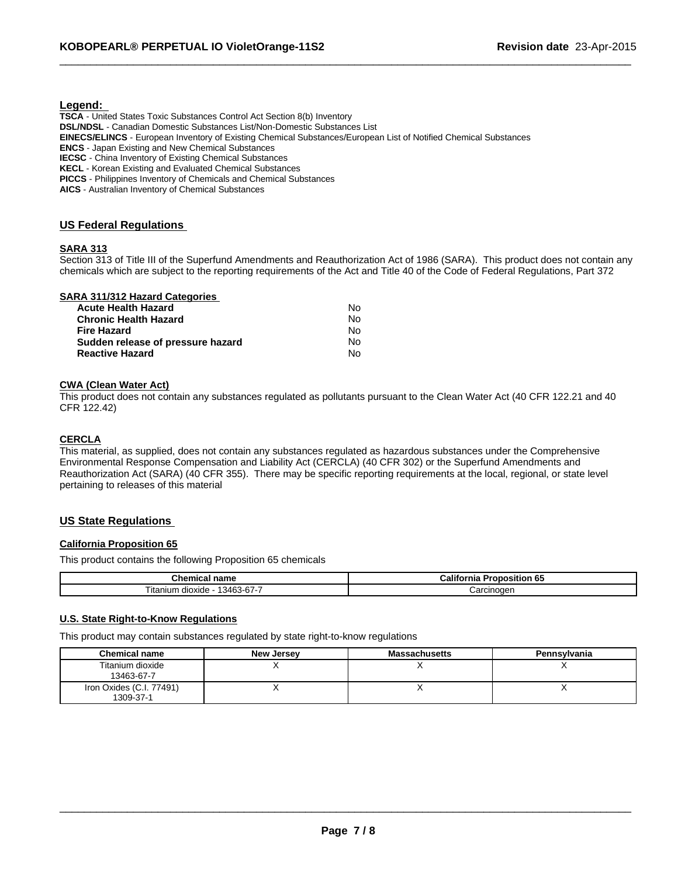**Legend:**

**TSCA** - United States Toxic Substances Control Act Section 8(b) Inventory
**DSL/NDSL** - Canadian Domestic Substances List/Non-Domestic Substances List
**EINECS/ELINCS** - European Inventory of Existing Chemical Substances/European List of Notified Chemical Substances
**ENCS** - Japan Existing and New Chemical Substances
**IECSC** - China Inventory of Existing Chemical Substances
**KECL** - Korean Existing and Evaluated Chemical Substances
**PICCS** - Philippines Inventory of Chemicals and Chemical Substances
**AICS** - Australian Inventory of Chemical Substances

## US Federal Regulations

### SARA 313

Section 313 of Title III of the Superfund Amendments and Reauthorization Act of 1986 (SARA). This product does not contain any chemicals which are subject to the reporting requirements of the Act and Title 40 of the Code of Federal Regulations, Part 372

### SARA 311/312 Hazard Categories

| | |
|---|---|
| **Acute Health Hazard** | No |
| **Chronic Health Hazard** | No |
| **Fire Hazard** | No |
| **Sudden release of pressure hazard** | No |
| **Reactive Hazard** | No |

### CWA (Clean Water Act)

This product does not contain any substances regulated as pollutants pursuant to the Clean Water Act (40 CFR 122.21 and 40 CFR 122.42)

### CERCLA

This material, as supplied, does not contain any substances regulated as hazardous substances under the Comprehensive Environmental Response Compensation and Liability Act (CERCLA) (40 CFR 302) or the Superfund Amendments and Reauthorization Act (SARA) (40 CFR 355). There may be specific reporting requirements at the local, regional, or state level pertaining to releases of this material

## US State Regulations

### California Proposition 65

This product contains the following Proposition 65 chemicals

| Chemical name | California Proposition 65 |
|---|---|
| Titanium dioxide - 13463-67-7 | Carcinogen |

### U.S. State Right-to-Know Regulations

This product may contain substances regulated by state right-to-know regulations

| Chemical name | New Jersey | Massachusetts | Pennsylvania |
|---|---|---|---|
| Titanium dioxide 13463-67-7 | X | X | X |
| Iron Oxides (C.I. 77491) 1309-37-1 | X | X | X |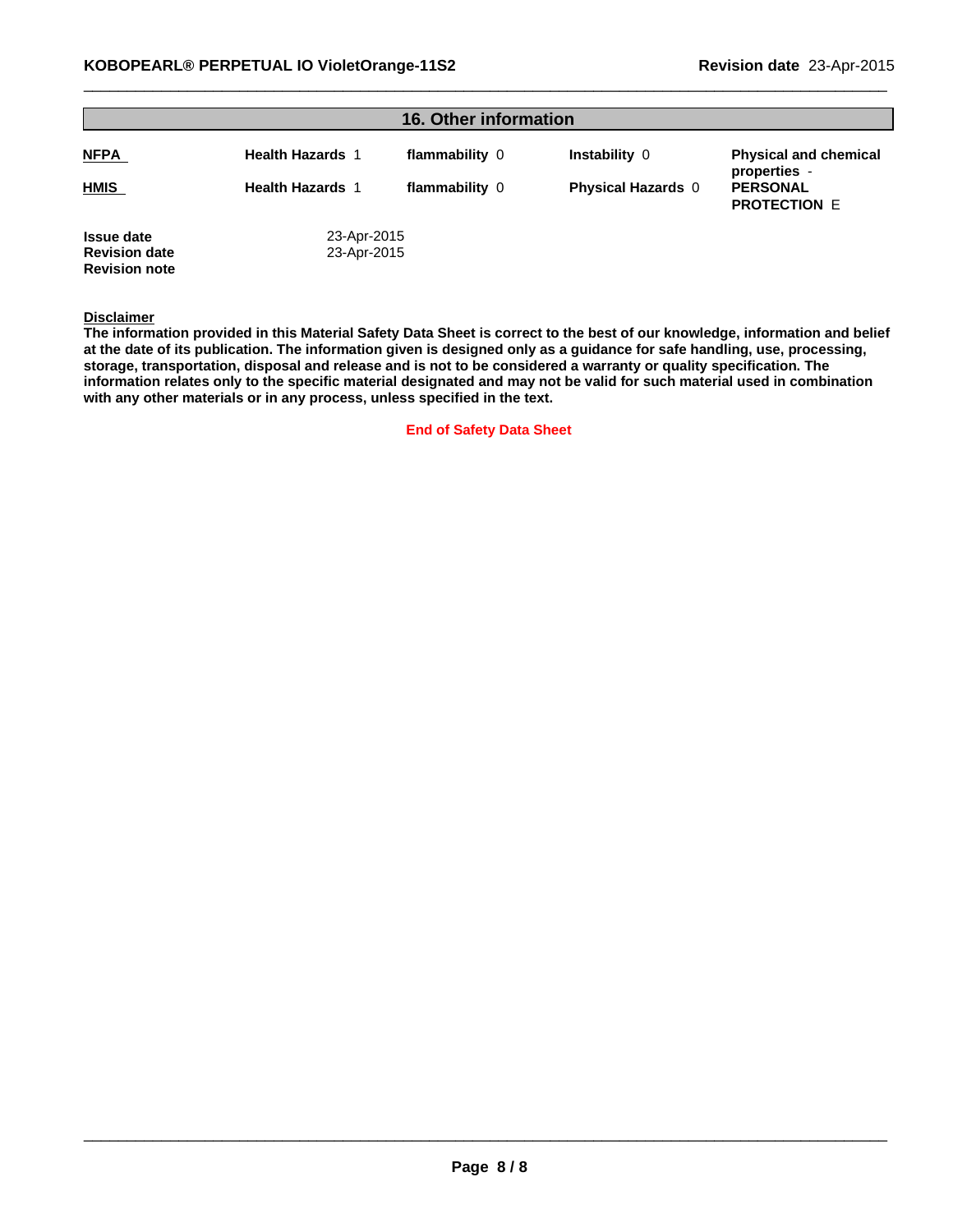## 16. Other information

| | | | | |
|---|---|---|---|---|
| **NFPA** | **Health Hazards** 1 | **flammability** 0 | **Instability** 0 | **Physical and chemical properties** - |
| **HMIS** | **Health Hazards** 1 | **flammability** 0 | **Physical Hazards** 0 | **PERSONAL PROTECTION** E |

**Issue date** 23-Apr-2015
**Revision date** 23-Apr-2015
**Revision note**

**Disclaimer**

**The information provided in this Material Safety Data Sheet is correct to the best of our knowledge, information and belief at the date of its publication. The information given is designed only as a guidance for safe handling, use, processing, storage, transportation, disposal and release and is not to be considered a warranty or quality specification. The information relates only to the specific material designated and may not be valid for such material used in combination with any other materials or in any process, unless specified in the text.**

**End of Safety Data Sheet**